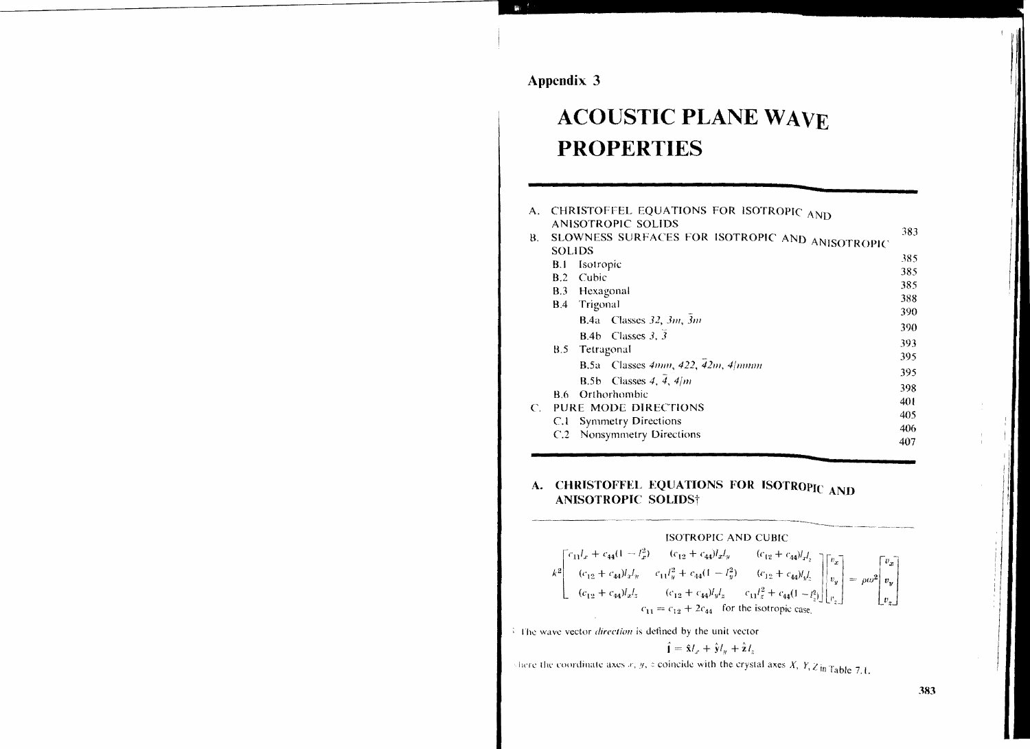# Appendix 3

# ACOUSTIC PLANE WAVE PROPERTIES

| | | |
|---|---|---|
| A. | CHRISTOFFEL EQUATIONS FOR ISOTROPIC AND ANISOTROPIC SOLIDS | 383 |
| B. | SLOWNESS SURFACES FOR ISOTROPIC AND ANISOTROPIC SOLIDS | 385 |
| | B.1 Isotropic | 385 |
| | B.2 Cubic | 385 |
| | B.3 Hexagonal | 388 |
| | B.4 Trigonal | 390 |
| | B.4a Classes *32, 3m, $\bar{3}m$* | 390 |
| | B.4b Classes *3, $\bar{3}$* | 393 |
| | B.5 Tetragonal | 395 |
| | B.5a Classes *4mm, 422, $\bar{4}2m$, 4/mmm* | 395 |
| | B.5b Classes *4, $\bar{4}$, 4/m* | 398 |
| | B.6 Orthorhombic | 401 |
| C. | PURE MODE DIRECTIONS | 405 |
| | C.1 Symmetry Directions | 406 |
| | C.2 Nonsymmetry Directions | 407 |

## A. CHRISTOFFEL EQUATIONS FOR ISOTROPIC AND ANISOTROPIC SOLIDS†

ISOTROPIC AND CUBIC

$$
k^2\begin{bmatrix} c_{11}l_x^2 + c_{44}(1-l_x^2) & (c_{12}+c_{44})l_xl_y & (c_{12}+c_{44})l_xl_z \\ (c_{12}+c_{44})l_xl_y & c_{11}l_y^2 + c_{44}(1-l_y^2) & (c_{12}+c_{44})l_yl_z \\ (c_{12}+c_{44})l_xl_z & (c_{12}+c_{44})l_yl_z & c_{11}l_z^2 + c_{44}(1-l_z^2) \end{bmatrix}\begin{bmatrix} v_x \\ v_y \\ v_z \end{bmatrix} = \rho\omega^2\begin{bmatrix} v_x \\ v_y \\ v_z \end{bmatrix}
$$

$c_{11} = c_{12} + 2c_{44}$ for the isotropic case.

† The wave vector *direction* is defined by the unit vector

$$\hat{\mathbf{l}} = \hat{\mathbf{x}}l_x + \hat{\mathbf{y}}l_y + \hat{\mathbf{z}}l_z$$

where the coordinate axes $x, y, z$ coincide with the crystal axes $X, Y, Z$ in Table 7.1.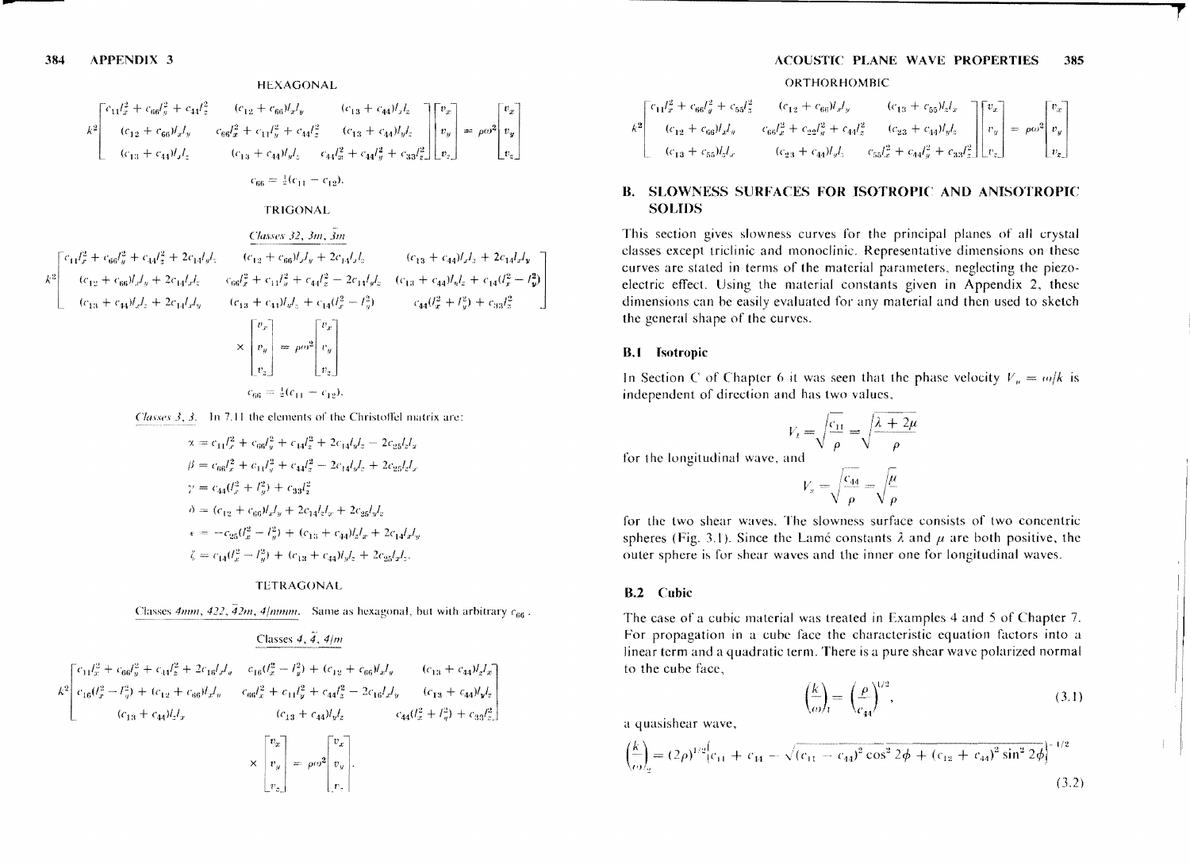### HEXAGONAL

$$k^2\begin{bmatrix} c_{11}l_x^2 + c_{66}l_y^2 + c_{44}l_z^2 & (c_{12}+c_{66})l_xl_y & (c_{13}+c_{44})l_xl_z \\ (c_{12}+c_{66})l_xl_y & c_{66}l_x^2 + c_{11}l_y^2 + c_{44}l_z^2 & (c_{13}+c_{44})l_yl_z \\ (c_{13}+c_{44})l_xl_z & (c_{13}+c_{44})l_yl_z & c_{44}l_x^2 + c_{44}l_y^2 + c_{33}l_z^2 \end{bmatrix}\begin{bmatrix} v_x \\ v_y \\ v_z \end{bmatrix} = \rho\omega^2\begin{bmatrix} v_x \\ v_y \\ v_z \end{bmatrix}$$

$$c_{66} = \tfrac{1}{2}(c_{11} - c_{12}).$$

### TRIGONAL

*Classes 32, 3m, $\bar{3}m$*

$$k^2\begin{bmatrix} c_{11}l_x^2 + c_{66}l_y^2 + c_{44}l_z^2 + 2c_{14}l_yl_z & (c_{12}+c_{66})l_xl_y + 2c_{14}l_xl_z & (c_{13}+c_{44})l_xl_z + 2c_{14}l_xl_y \\ (c_{12}+c_{66})l_xl_y + 2c_{14}l_xl_z & c_{66}l_x^2 + c_{11}l_y^2 + c_{44}l_z^2 - 2c_{14}l_yl_z & (c_{13}+c_{44})l_yl_z + c_{14}(l_x^2 - l_y^2) \\ (c_{13}+c_{44})l_xl_z + 2c_{14}l_xl_y & (c_{13}+c_{44})l_yl_z + c_{14}(l_x^2 - l_y^2) & c_{44}(l_x^2 + l_y^2) + c_{33}l_z^2 \end{bmatrix}$$

$$\times \begin{bmatrix} v_x \\ v_y \\ v_z \end{bmatrix} = \rho\omega^2\begin{bmatrix} v_x \\ v_y \\ v_z \end{bmatrix}$$

$$c_{66} = \tfrac{1}{2}(c_{11} - c_{12}).$$

*Classes 3, $\bar{3}$.* In 7.11 the elements of the Christoffel matrix are:

$$\alpha = c_{11}l_x^2 + c_{66}l_y^2 + c_{44}l_z^2 + 2c_{14}l_yl_z - 2c_{25}l_zl_x$$

$$\beta = c_{66}l_x^2 + c_{11}l_y^2 + c_{44}l_z^2 - 2c_{14}l_yl_z + 2c_{25}l_zl_x$$

$$\gamma = c_{44}(l_x^2 + l_y^2) + c_{33}l_z^2$$

$$\delta = (c_{12}+c_{66})l_xl_y + 2c_{14}l_zl_x + 2c_{25}l_yl_z$$

$$\epsilon = -c_{25}(l_x^2 - l_y^2) + (c_{13}+c_{44})l_zl_x + 2c_{14}l_xl_y$$

$$\zeta = c_{14}(l_x^2 - l_y^2) + (c_{13}+c_{44})l_yl_z + 2c_{25}l_xl_z.$$

### TETRAGONAL

Classes *4mm, 422, $\bar{4}2m$, 4/mmm*. Same as hexagonal, but with arbitrary $c_{66}$.

*Classes 4, $\bar{4}$, 4/m*

$$k^2\begin{bmatrix} c_{11}l_x^2 + c_{66}l_y^2 + c_{44}l_z^2 + 2c_{16}l_xl_y & c_{16}(l_x^2 - l_y^2) + (c_{12}+c_{66})l_xl_y & (c_{13}+c_{44})l_zl_x \\ c_{16}(l_x^2 - l_y^2) + (c_{12}+c_{66})l_xl_y & c_{66}l_x^2 + c_{11}l_y^2 + c_{44}l_z^2 - 2c_{16}l_xl_y & (c_{13}+c_{44})l_yl_z \\ (c_{13}+c_{44})l_zl_x & (c_{13}+c_{44})l_yl_z & c_{44}(l_x^2 + l_y^2) + c_{33}l_z^2 \end{bmatrix}$$

$$\times \begin{bmatrix} v_x \\ v_y \\ v_z \end{bmatrix} = \rho\omega^2\begin{bmatrix} v_x \\ v_y \\ v_z \end{bmatrix}.$$

### ORTHORHOMBIC

$$k^2\begin{bmatrix} c_{11}l_x^2 + c_{66}l_y^2 + c_{55}l_z^2 & (c_{12}+c_{66})l_xl_y & (c_{13}+c_{55})l_zl_x \\ (c_{12}+c_{66})l_xl_y & c_{66}l_x^2 + c_{22}l_y^2 + c_{44}l_z^2 & (c_{23}+c_{44})l_yl_z \\ (c_{13}+c_{55})l_zl_x & (c_{23}+c_{44})l_yl_z & c_{55}l_x^2 + c_{44}l_y^2 + c_{33}l_z^2 \end{bmatrix}\begin{bmatrix} v_x \\ v_y \\ v_z \end{bmatrix} = \rho\omega^2\begin{bmatrix} v_x \\ v_y \\ v_z \end{bmatrix}$$

## B. SLOWNESS SURFACES FOR ISOTROPIC AND ANISOTROPIC SOLIDS

This section gives slowness curves for the principal planes of all crystal classes except triclinic and monoclinic. Representative dimensions on these curves are stated in terms of the material parameters, neglecting the piezoelectric effect. Using the material constants given in Appendix 2, these dimensions can be easily evaluated for any material and then used to sketch the general shape of the curves.

### B.1 Isotropic

In Section C of Chapter 6 it was seen that the phase velocity $V_p = \omega/k$ is independent of direction and has two values,

$$V_l = \sqrt{\frac{c_{11}}{\rho}} = \sqrt{\frac{\lambda + 2\mu}{\rho}}$$

for the longitudinal wave, and

$$V_s = \sqrt{\frac{c_{44}}{\rho}} = \sqrt{\frac{\mu}{\rho}}$$

for the two shear waves. The slowness surface consists of two concentric spheres (Fig. 3.1). Since the Lamé constants $\lambda$ and $\mu$ are both positive, the outer sphere is for shear waves and the inner one for longitudinal waves.

### B.2 Cubic

The case of a cubic material was treated in Examples 4 and 5 of Chapter 7. For propagation in a cube face the characteristic equation factors into a linear term and a quadratic term. There is a pure shear wave polarized normal to the cube face,

$$\left(\frac{k}{\omega}\right)_1 = \left(\frac{\rho}{c_{44}}\right)^{1/2}, \tag{3.1}$$

a quasishear wave,

$$\left(\frac{k}{\omega}\right)_2 = (2\rho)^{1/2}\left[c_{11} + c_{44} - \sqrt{(c_{11} - c_{44})^2\cos^2 2\phi + (c_{12} + c_{44})^2\sin^2 2\phi}\right]^{-1/2} \tag{3.2}$$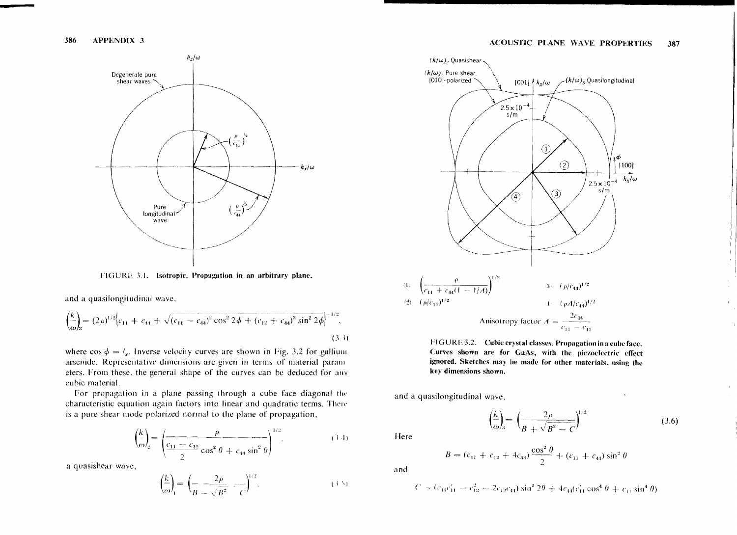FIGURE 3.1. **Isotropic. Propagation in an arbitrary plane.**

and a quasilongitudinal wave,

$$\left(\frac{k}{\omega}\right)_3 = (2\rho)^{1/2}\left[c_{11} + c_{44} + \sqrt{(c_{11} - c_{44})^2 \cos^2 2\phi + (c_{12} + c_{44})^2 \sin^2 2\phi}\right]^{-1/2}, \tag{3.3}$$

where $\cos\phi = l_x$. Inverse velocity curves are shown in Fig. 3.2 for gallium arsenide. Representative dimensions are given in terms of material parameters. From these, the general shape of the curves can be deduced for any cubic material.

For propagation in a plane passing through a cube face diagonal the characteristic equation again factors into linear and quadratic terms. There is a pure shear mode polarized normal to the plane of propagation,

$$\left(\frac{k}{\omega}\right)_2 = \left(\frac{\rho}{\dfrac{c_{11} - c_{12}}{2}\cos^2\theta + c_{44}\sin^2\theta}\right)^{1/2}, \tag{3.4}$$

a quasishear wave,

$$\left(\frac{k}{\omega}\right)_1 = \left(\frac{2\rho}{B - \sqrt{B^2 - C}}\right)^{1/2}, \tag{3.5}$$

(1) $\left(\dfrac{\rho}{c_{11} + c_{44}(1 - 1/A)}\right)^{1/2}$ (3) $(\rho/c_{44})^{1/2}$

(2) $(\rho/c_{11})^{1/2}$ (4) $(\rho A/c_{44})^{1/2}$

Anisotropy factor $A = \dfrac{2c_{44}}{c_{11} - c_{12}}$

FIGURE 3.2. **Cubic crystal classes. Propagation in a cube face. Curves shown are for GaAs, with the piezoelectric effect ignored. Sketches may be made for other materials, using the key dimensions shown.**

and a quasilongitudinal wave,

$$\left(\frac{k}{\omega}\right)_3 = \left(\frac{2\rho}{B + \sqrt{B^2 - C}}\right)^{1/2} \tag{3.6}$$

Here

$$B = (c_{11} + c_{12} + 4c_{44})\frac{\cos^2\theta}{2} + (c_{11} + c_{44})\sin^2\theta$$

and

$$C = (c_{11}c_{11}' - c_{12}^2 - 2c_{12}c_{44})\sin^2 2\theta + 4c_{44}(c_{11}'\cos^4\theta + c_{11}\sin^4\theta)$$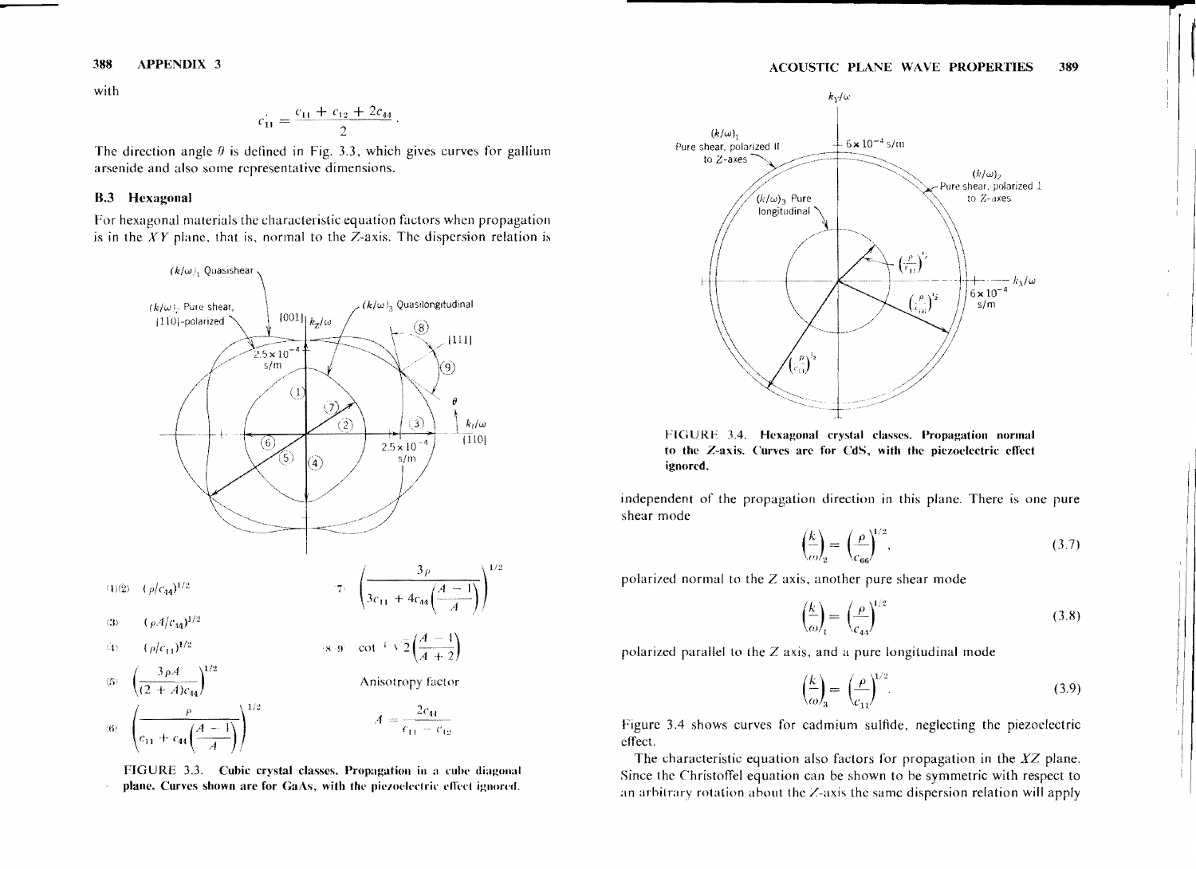with

$$c'_{11} = \frac{c_{11} + c_{12} + 2c_{44}}{2}.$$

The direction angle $\theta$ is defined in Fig. 3.3, which gives curves for gallium arsenide and also some representative dimensions.

### B.3 Hexagonal

For hexagonal materials the characteristic equation factors when propagation is in the $XY$ plane, that is, normal to the $Z$-axis. The dispersion relation is

(1)(2) $(\rho/c_{44})^{1/2}$

(3) $(\rho A/c_{44})^{1/2}$

(4) $(\rho/c_{11})^{1/2}$

(5) $\left(\frac{3\rho A}{(2+A)c_{44}}\right)^{1/2}$

(6) $\left(\frac{\rho}{c_{11} + c_{44}\left(\frac{A-1}{A}\right)}\right)^{1/2}$

(7) $\left(\frac{3\rho}{3c_{11} + 4c_{44}\left(\frac{A-1}{A}\right)}\right)^{1/2}$

(8)(9) $\cot^{-1}\sqrt{2}\left(\frac{A-1}{A+2}\right)$

Anisotropy factor

$$A = \frac{2c_{44}}{c_{11} - c_{12}}$$

**FIGURE 3.3. Cubic crystal classes. Propagation in a cube diagonal plane. Curves shown are for GaAs, with the piezoelectric effect ignored.**

**FIGURE 3.4. Hexagonal crystal classes. Propagation normal to the Z-axis. Curves are for CdS, with the piezoelectric effect ignored.**

independent of the propagation direction in this plane. There is one pure shear mode

$$\left(\frac{k}{\omega}\right)_2 = \left(\frac{\rho}{c_{66}}\right)^{1/2}, \tag{3.7}$$

polarized normal to the $Z$ axis, another pure shear mode

$$\left(\frac{k}{\omega}\right)_1 = \left(\frac{\rho}{c_{44}}\right)^{1/2} \tag{3.8}$$

polarized parallel to the $Z$ axis, and a pure longitudinal mode

$$\left(\frac{k}{\omega}\right)_3 = \left(\frac{\rho}{c_{11}}\right)^{1/2}. \tag{3.9}$$

Figure 3.4 shows curves for cadmium sulfide, neglecting the piezoelectric effect.

The characteristic equation also factors for propagation in the $XZ$ plane. Since the Christoffel equation can be shown to be symmetric with respect to an arbitrary rotation about the $Z$-axis the same dispersion relation will apply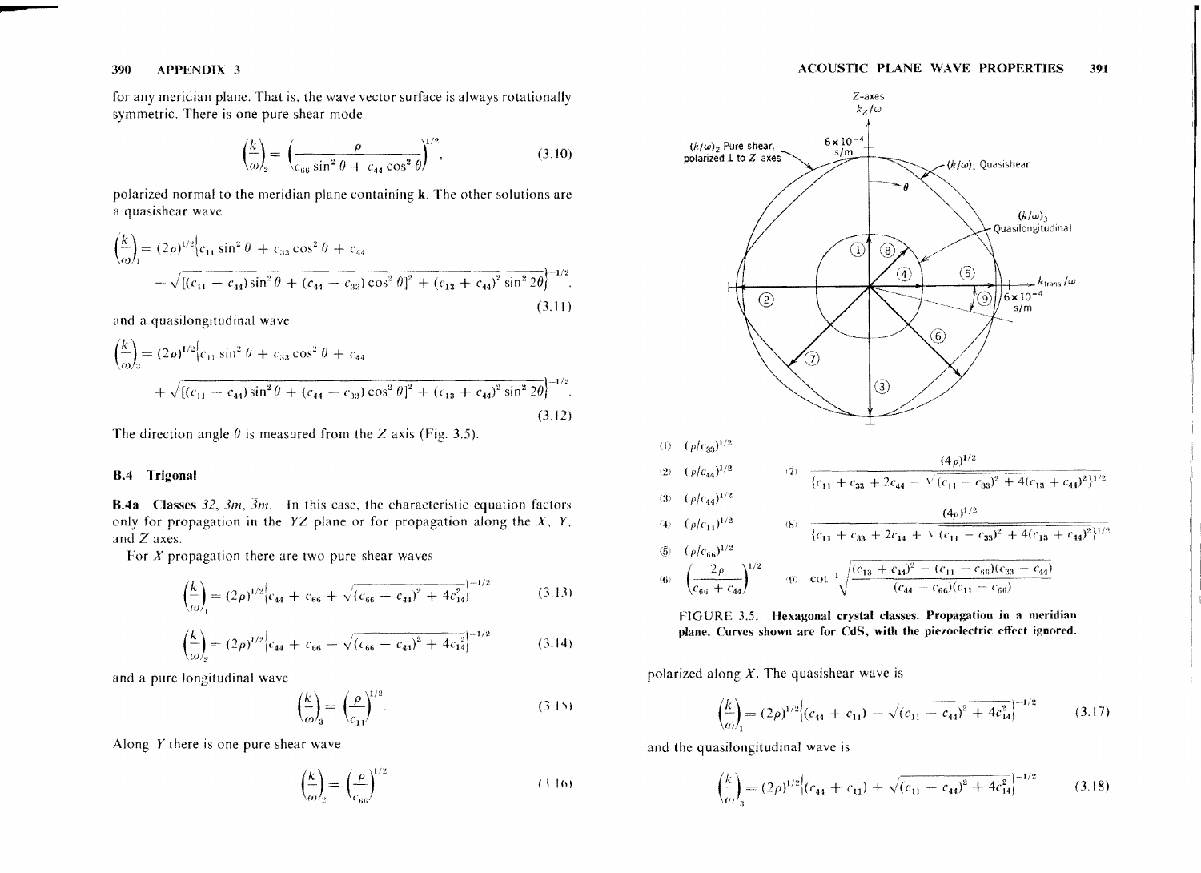for any meridian plane. That is, the wave vector surface is always rotationally symmetric. There is one pure shear mode

$$\left(\frac{k}{\omega}\right)_2 = \left(\frac{\rho}{c_{66}\sin^2\theta + c_{44}\cos^2\theta}\right)^{1/2}, \tag{3.10}$$

polarized normal to the meridian plane containing **k**. The other solutions are a quasishear wave

$$\left(\frac{k}{\omega}\right)_1 = (2\rho)^{1/2}\Big\{c_{11}\sin^2\theta + c_{33}\cos^2\theta + c_{44} - \sqrt{[(c_{11}-c_{44})\sin^2\theta + (c_{44}-c_{33})\cos^2\theta]^2 + (c_{13}+c_{44})^2\sin^2 2\theta}\Big\}^{-1/2}, \tag{3.11}$$

and a quasilongitudinal wave

$$\left(\frac{k}{\omega}\right)_3 = (2\rho)^{1/2}\Big\{c_{11}\sin^2\theta + c_{33}\cos^2\theta + c_{44} + \sqrt{[(c_{11}-c_{44})\sin^2\theta + (c_{44}-c_{33})\cos^2\theta]^2 + (c_{13}+c_{44})^2\sin^2 2\theta}\Big\}^{-1/2}. \tag{3.12}$$

The direction angle $\theta$ is measured from the $Z$ axis (Fig. 3.5).

## B.4 Trigonal

**B.4a Classes** *32*, *3m*, $\bar{3}m$. In this case, the characteristic equation factors only for propagation in the $YZ$ plane or for propagation along the $X$, $Y$, and $Z$ axes.

For $X$ propagation there are two pure shear waves

$$\left(\frac{k}{\omega}\right)_1 = (2\rho)^{1/2}\Big\{c_{44} + c_{66} + \sqrt{(c_{66}-c_{44})^2 + 4c_{14}^2}\Big\}^{-1/2} \tag{3.13}$$

$$\left(\frac{k}{\omega}\right)_2 = (2\rho)^{1/2}\Big\{c_{44} + c_{66} - \sqrt{(c_{66}-c_{44})^2 + 4c_{14}^2}\Big\}^{-1/2} \tag{3.14}$$

and a pure longitudinal wave

$$\left(\frac{k}{\omega}\right)_3 = \left(\frac{\rho}{c_{11}}\right)^{1/2}. \tag{3.15}$$

Along $Y$ there is one pure shear wave

$$\left(\frac{k}{\omega}\right)_2 = \left(\frac{\rho}{c_{66}}\right)^{1/2} \tag{3.16}$$

(1) $(\rho/c_{33})^{1/2}$

(2) $(\rho/c_{44})^{1/2}$

(3) $(\rho/c_{44})^{1/2}$

(4) $(\rho/c_{11})^{1/2}$

(5) $(\rho/c_{66})^{1/2}$

(6) $\left(\dfrac{2\rho}{c_{66}+c_{44}}\right)^{1/2}$

(7) $\dfrac{(4\rho)^{1/2}}{\{c_{11}+c_{33}+2c_{44} - \sqrt{(c_{11}-c_{33})^2 + 4(c_{13}+c_{44})^2}\}^{1/2}}$

(8) $\dfrac{(4\rho)^{1/2}}{\{c_{11}+c_{33}+2c_{44} + \sqrt{(c_{11}-c_{33})^2 + 4(c_{13}+c_{44})^2}\}^{1/2}}$

(9) $\cot^{-1}\sqrt{\dfrac{(c_{13}+c_{44})^2 - (c_{11}-c_{66})(c_{33}-c_{44})}{(c_{44}-c_{66})(c_{11}-c_{66})}}$

**FIGURE 3.5. Hexagonal crystal classes. Propagation in a meridian plane. Curves shown are for CdS, with the piezoelectric effect ignored.**

polarized along $X$. The quasishear wave is

$$\left(\frac{k}{\omega}\right)_1 = (2\rho)^{1/2}\Big\{(c_{44} + c_{11}) - \sqrt{(c_{11}-c_{44})^2 + 4c_{14}^2}\Big\}^{-1/2} \tag{3.17}$$

and the quasilongitudinal wave is

$$\left(\frac{k}{\omega}\right)_3 = (2\rho)^{1/2}\Big\{(c_{44} + c_{11}) + \sqrt{(c_{11}-c_{44})^2 + 4c_{14}^2}\Big\}^{-1/2} \tag{3.18}$$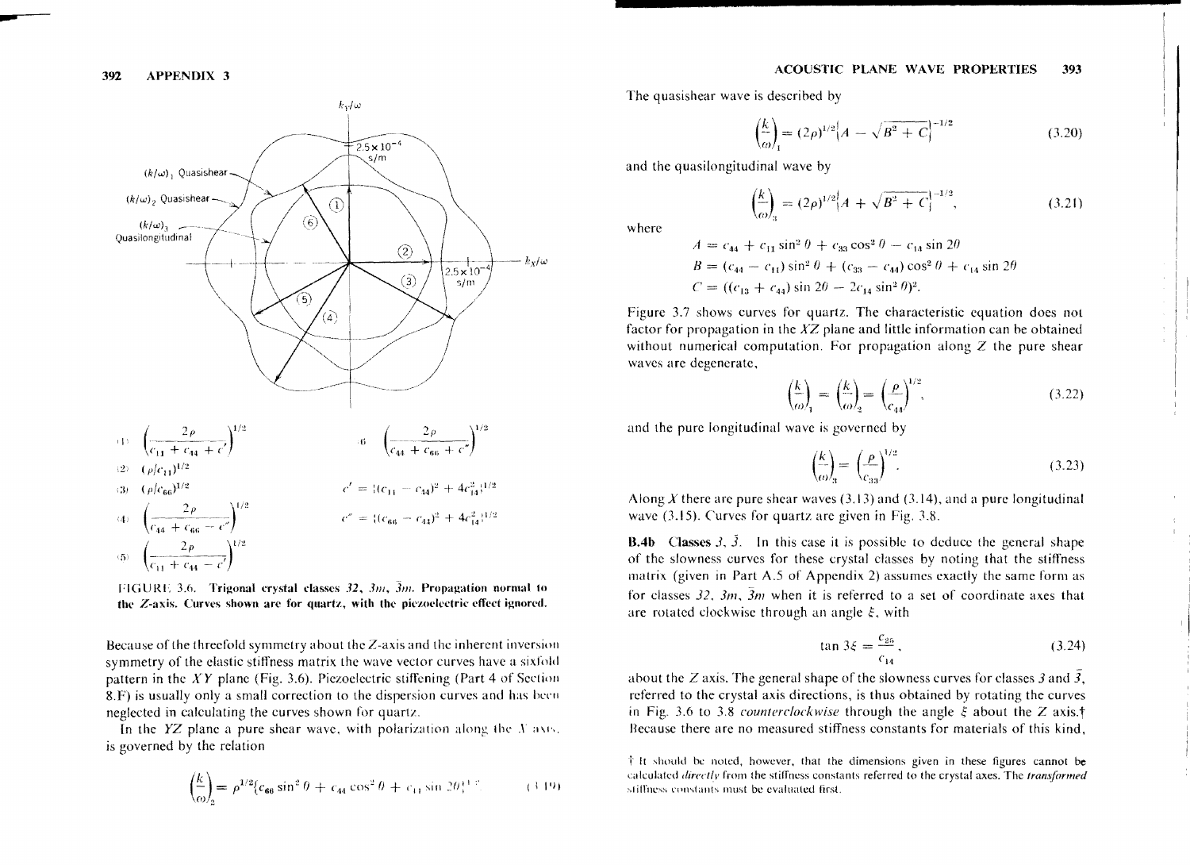The figure has labels: $k_Y/\omega$, $(k/\omega)_1$ Quasishear, $(k/\omega)_2$ Quasishear, $(k/\omega)_3$ Quasilongitudinal, $2.5\times10^{-4}$ s/m, $k_X/\omega$, $2.5\times10^{-4}$ s/m, ①–⑥.

(1) $\left(\dfrac{2\rho}{c_{11}+c_{44}+c'}\right)^{1/2}$

(2) $(\rho/c_{11})^{1/2}$

(3) $(\rho/c_{66})^{1/2}$

(4) $\left(\dfrac{2\rho}{c_{44}+c_{66}-c''}\right)^{1/2}$

(5) $\left(\dfrac{2\rho}{c_{11}+c_{44}-c'}\right)^{1/2}$

(6) $\left(\dfrac{2\rho}{c_{44}+c_{66}+c''}\right)^{1/2}$

$c' = [(c_{11}-c_{44})^2 + 4c_{14}^2]^{1/2}$

$c'' = [(c_{66}-c_{44})^2 + 4c_{14}^2]^{1/2}$

FIGURE 3.6. **Trigonal crystal classes** $32$, $3m$, $\bar{3}m$. **Propagation normal to the Z-axis. Curves shown are for quartz, with the piezoelectric effect ignored.**

Because of the threefold symmetry about the Z-axis and the inherent inversion symmetry of the elastic stiffness matrix the wave vector curves have a sixfold pattern in the $XY$ plane (Fig. 3.6). Piezoelectric stiffening (Part 4 of Section 8.F) is usually only a small correction to the dispersion curves and has been neglected in calculating the curves shown for quartz.

In the $YZ$ plane a pure shear wave, with polarization along the $X$ axis, is governed by the relation

$$\left(\frac{k}{\omega}\right)_2 = \rho^{1/2}\{c_{66}\sin^2\theta + c_{44}\cos^2\theta + c_{14}\sin 2\theta\}^{-1/2}. \tag{3.19}$$

The quasishear wave is described by

$$\left(\frac{k}{\omega}\right)_1 = (2\rho)^{1/2}\left\{A - \sqrt{B^2 + C}\right\}^{-1/2} \tag{3.20}$$

and the quasilongitudinal wave by

$$\left(\frac{k}{\omega}\right)_3 = (2\rho)^{1/2}\left\{A + \sqrt{B^2 + C}\right\}^{-1/2}, \tag{3.21}$$

where

$$A = c_{44} + c_{11}\sin^2\theta + c_{33}\cos^2\theta - c_{14}\sin 2\theta$$

$$B = (c_{44} - c_{11})\sin^2\theta + (c_{33} - c_{44})\cos^2\theta + c_{14}\sin 2\theta$$

$$C = ((c_{13} + c_{44})\sin 2\theta - 2c_{14}\sin^2\theta)^2.$$

Figure 3.7 shows curves for quartz. The characteristic equation does not factor for propagation in the $XZ$ plane and little information can be obtained without numerical computation. For propagation along $Z$ the pure shear waves are degenerate,

$$\left(\frac{k}{\omega}\right)_1 = \left(\frac{k}{\omega}\right)_2 = \left(\frac{\rho}{c_{44}}\right)^{1/2}, \tag{3.22}$$

and the pure longitudinal wave is governed by

$$\left(\frac{k}{\omega}\right)_3 = \left(\frac{\rho}{c_{33}}\right)^{1/2}. \tag{3.23}$$

Along $X$ there are pure shear waves (3.13) and (3.14), and a pure longitudinal wave (3.15). Curves for quartz are given in Fig. 3.8.

**B.4b Classes** $3$, $\bar{3}$. In this case it is possible to deduce the general shape of the slowness curves for these crystal classes by noting that the stiffness matrix (given in Part A.5 of Appendix 2) assumes exactly the same form as for classes $32$, $3m$, $\bar{3}m$ when it is referred to a set of coordinate axes that are rotated clockwise through an angle $\xi$, with

$$\tan 3\xi = \frac{c_{25}}{c_{14}}, \tag{3.24}$$

about the $Z$ axis. The general shape of the slowness curves for classes $3$ and $\bar{3}$, referred to the crystal axis directions, is thus obtained by rotating the curves in Fig. 3.6 to 3.8 *counterclockwise* through the angle $\xi$ about the $Z$ axis.† Because there are no measured stiffness constants for materials of this kind,

† It should be noted, however, that the dimensions given in these figures cannot be calculated *directly* from the stiffness constants referred to the crystal axes. The *transformed* stiffness constants must be evaluated first.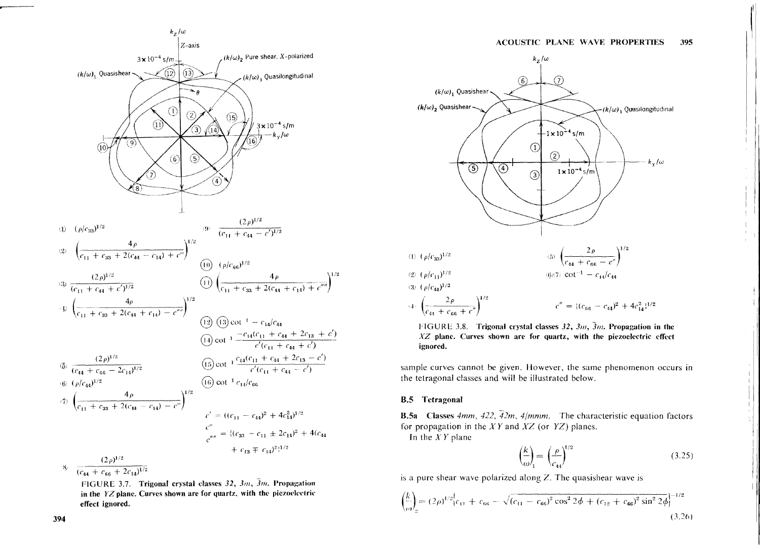(1) $(\rho/c_{33})^{1/2}$

(2) $\left(\dfrac{4\rho}{c_{11} + c_{33} + 2(c_{44} - c_{14}) + c'''}\right)^{1/2}$

(3) $\dfrac{(2\rho)^{1/2}}{(c_{11} + c_{44} + c')^{1/2}}$

(4) $\left(\dfrac{4\rho}{c_{11} + c_{33} + 2(c_{44} + c_{14}) - c''''}\right)^{1/2}$

(5) $\dfrac{(2\rho)^{1/2}}{(c_{44} + c_{66} - 2c_{14})^{1/2}}$

(6) $(\rho/c_{44})^{1/2}$

(7) $\left(\dfrac{4\rho}{c_{11} + c_{33} + 2(c_{44} - c_{14}) - c'''}\right)^{1/2}$

(8) $\dfrac{(2\rho)^{1/2}}{(c_{44} + c_{66} + 2c_{14})^{1/2}}$

(9) $\dfrac{(2\rho)^{1/2}}{(c_{11} + c_{44} - c')^{1/2}}$

(10) $(\rho/c_{66})^{1/2}$

(11) $\left(\dfrac{4\rho}{c_{11} + c_{33} + 2(c_{44} + c_{14}) + c''''}\right)^{1/2}$

(12) (13) $\cot^{-1} - c_{14}/c_{44}$

(14) $\cot^{-1} \dfrac{-c_{14}(c_{11} + c_{44} + 2c_{13} + c')}{c'(c_{11} + c_{44} + c')}$

(15) $\cot^{-1} \dfrac{c_{14}(c_{11} + c_{44} + 2c_{13} - c')}{c'(c_{11} + c_{44} - c')}$

(16) $\cot^{-1} c_{14}/c_{66}$

$$c' = ((c_{11} - c_{44})^2 + 4c_{14}^2)^{1/2}$$

$$\begin{matrix} c''' \\ c'''' \end{matrix} = \{(c_{33} - c_{11} \pm 2c_{14})^2 + 4(c_{44} + c_{13} \mp c_{14})^2\}^{1/2}$$

FIGURE 3.7. **Trigonal crystal classes *32*, *3m*, $\bar{3}m$. Propagation in the *YZ* plane. Curves shown are for quartz, with the piezoelectric effect ignored.**

(1) $(\rho/c_{33})^{1/2}$

(2) $(\rho/c_{11})^{1/2}$

(3) $(\rho/c_{44})^{1/2}$

(4) $\left(\dfrac{2\rho}{c_{44} + c_{66} + c''}\right)^{1/2}$

(5) $\left(\dfrac{2\rho}{c_{44} + c_{66} - c''}\right)^{1/2}$

(6)(7) $\cot^{-1} - c_{14}/c_{44}$

$$c'' = \{(c_{66} - c_{44})^2 + 4c_{14}^2\}^{1/2}$$

FIGURE 3.8. **Trigonal crystal classes *32*, *3m*, $\bar{3}m$. Propagation in the *XZ* plane. Curves shown are for quartz, with the piezoelectric effect ignored.**

sample curves cannot be given. However, the same phenomenon occurs in the tetragonal classes and will be illustrated below.

## B.5 Tetragonal

**B.5a Classes *4mm*, *422*, $\bar{4}2m$, *4/mmm*.** The characteristic equation factors for propagation in the *XY* and *XZ* (or *YZ*) planes.

In the *XY* plane

$$\left(\frac{k}{\omega}\right)_1 = \left(\frac{\rho}{c_{44}}\right)^{1/2} \tag{3.25}$$

is a pure shear wave polarized along *Z*. The quasishear wave is

$$\left(\frac{k}{\omega}\right)_2 = (2\rho)^{1/2}\left\{c_{11} + c_{66} - \sqrt{(c_{11} - c_{66})^2 \cos^2 2\phi + (c_{12} + c_{66})^2 \sin^2 2\phi}\right\}^{-1/2} \tag{3.26}$$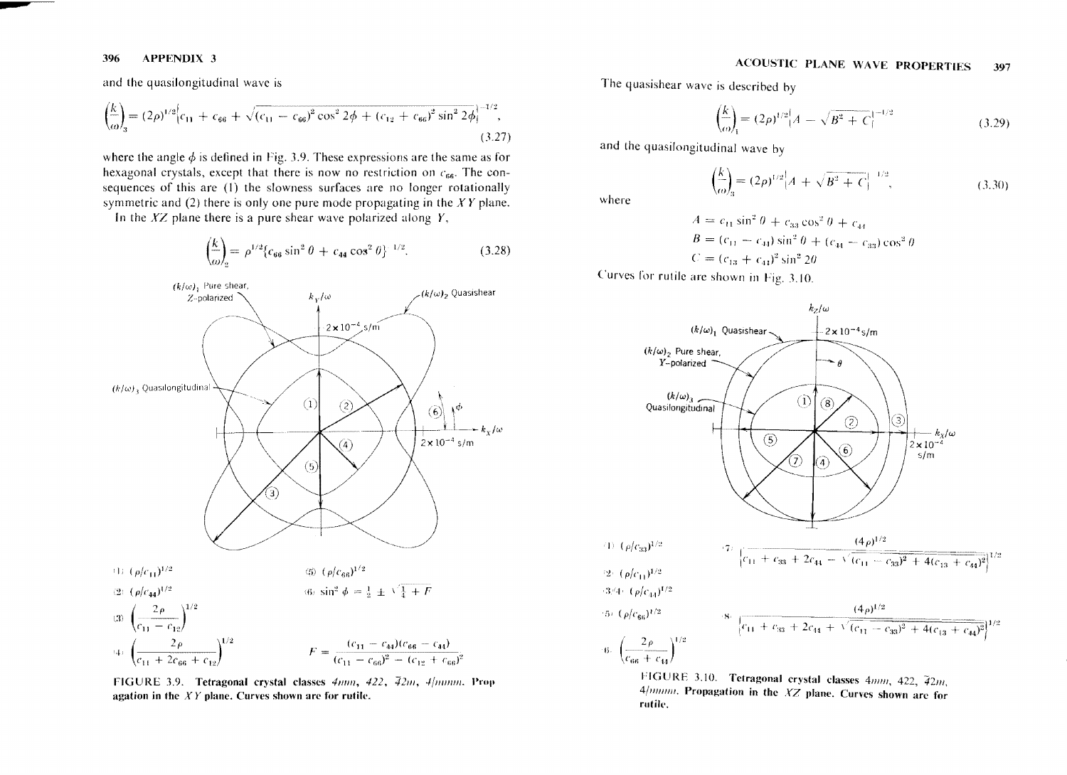and the quasilongitudinal wave is

$$\left(\frac{k}{\omega}\right)_3 = (2\rho)^{1/2}\left\{c_{11} + c_{66} + \sqrt{(c_{11} - c_{66})^2 \cos^2 2\phi + (c_{12} + c_{66})^2 \sin^2 2\phi}\right\}^{-1/2}, \tag{3.27}$$

where the angle $\phi$ is defined in Fig. 3.9. These expressions are the same as for hexagonal crystals, except that there is now no restriction on $c_{66}$. The consequences of this are (1) the slowness surfaces are no longer rotationally symmetric and (2) there is only one pure mode propagating in the $XY$ plane.

In the $XZ$ plane there is a pure shear wave polarized along $Y$,

$$\left(\frac{k}{\omega}\right)_2 = \rho^{1/2}\{c_{66} \sin^2 \theta + c_{44} \cos^2 \theta\}^{-1/2}. \tag{3.28}$$

(1) $(\rho/c_{11})^{1/2}$

(2) $(\rho/c_{44})^{1/2}$

(3) $\left(\dfrac{2\rho}{c_{11} - c_{12}}\right)^{1/2}$

(4) $\left(\dfrac{2\rho}{c_{11} + 2c_{66} + c_{12}}\right)^{1/2}$

(5) $(\rho/c_{66})^{1/2}$

(6) $\sin^2 \phi = \frac{1}{2} \pm \sqrt{\frac{1}{4} + F}$

$$F = \frac{(c_{11} - c_{44})(c_{66} - c_{44})}{(c_{11} - c_{66})^2 - (c_{12} + c_{66})^2}$$

**FIGURE 3.9. Tetragonal crystal classes $4mm$, $422$, $\bar{4}2m$, $4/mmm$. Propagation in the $XY$ plane. Curves shown are for rutile.**

The quasishear wave is described by

$$\left(\frac{k}{\omega}\right)_1 = (2\rho)^{1/2}\left\{A - \sqrt{B^2 + C}\right\}^{-1/2} \tag{3.29}$$

and the quasilongitudinal wave by

$$\left(\frac{k}{\omega}\right)_3 = (2\rho)^{1/2}\left\{A + \sqrt{B^2 + C}\right\}^{-1/2}, \tag{3.30}$$

where

$$A = c_{11} \sin^2 \theta + c_{33} \cos^2 \theta + c_{44}$$

$$B = (c_{11} - c_{44}) \sin^2 \theta + (c_{44} - c_{33}) \cos^2 \theta$$

$$C = (c_{13} + c_{44})^2 \sin^2 2\theta$$

Curves for rutile are shown in Fig. 3.10.

(1) $(\rho/c_{33})^{1/2}$

(2) $(\rho/c_{11})^{1/2}$

(3/4) $(\rho/c_{44})^{1/2}$

(5) $(\rho/c_{66})^{1/2}$

(6) $\left(\dfrac{2\rho}{c_{66} + c_{44}}\right)^{1/2}$

(7) $\dfrac{(4\rho)^{1/2}}{\left\{c_{11} + c_{33} + 2c_{44} - \sqrt{(c_{11} - c_{33})^2 + 4(c_{13} + c_{44})^2}\right\}^{1/2}}$

(8) $\dfrac{(4\rho)^{1/2}}{\left\{c_{11} + c_{33} + 2c_{44} + \sqrt{(c_{11} - c_{33})^2 + 4(c_{13} + c_{44})^2}\right\}^{1/2}}$

**FIGURE 3.10. Tetragonal crystal classes $4mm$, $422$, $\bar{4}2m$, $4/mmm$. Propagation in the $XZ$ plane. Curves shown are for rutile.**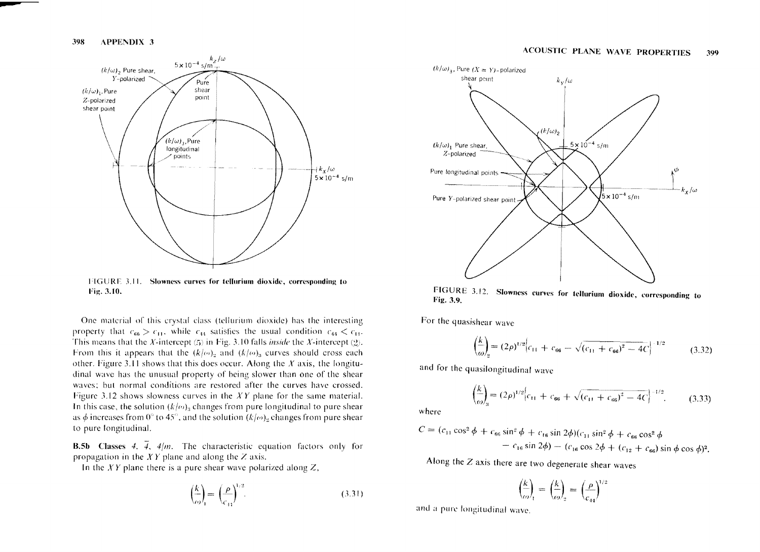FIGURE 3.11. **Slowness curves for tellurium dioxide, corresponding to Fig. 3.10.**

One material of this crystal class (tellurium dioxide) has the interesting property that $c_{66} > c_{11}$, while $c_{44}$ satisfies the usual condition $c_{44} < c_{11}$. This means that the $X$-intercept (5) in Fig. 3.10 falls *inside* the $X$-intercept (2). From this it appears that the $(k/\omega)_2$ and $(k/\omega)_3$ curves should cross each other. Figure 3.11 shows that this does occur. Along the $X$ axis, the longitudinal wave has the unusual property of being slower than one of the shear waves; but normal conditions are restored after the curves have crossed. Figure 3.12 shows slowness curves in the $XY$ plane for the same material. In this case, the solution $(k/\omega)_3$ changes from pure longitudinal to pure shear as $\phi$ increases from 0° to 45°, and the solution $(k/\omega)_2$ changes from pure shear to pure longitudinal.

**B.5b Classes** $4$, $\bar{4}$, $4/m$. The characteristic equation factors only for propagation in the $XY$ plane and along the $Z$ axis.

In the $XY$ plane there is a pure shear wave polarized along $Z$,

$$\left(\frac{k}{\omega}\right)_1 = \left(\frac{\rho}{c_{44}}\right)^{1/2}. \tag{3.31}$$

FIGURE 3.12. **Slowness curves for tellurium dioxide, corresponding to Fig. 3.9.**

For the quasishear wave

$$\left(\frac{k}{\omega}\right)_2 = (2\rho)^{1/2}\left\{c_{11} + c_{66} - \sqrt{(c_{11} + c_{66})^2 - 4C}\right\}^{-1/2} \tag{3.32}$$

and for the quasilongitudinal wave

$$\left(\frac{k}{\omega}\right)_3 = (2\rho)^{1/2}\left\{c_{11} + c_{66} + \sqrt{(c_{11} + c_{66})^2 - 4C}\right\}^{-1/2}, \tag{3.33}$$

where

$$C = (c_{11}\cos^2\phi + c_{66}\sin^2\phi + c_{16}\sin 2\phi)(c_{11}\sin^2\phi + c_{66}\cos^2\phi - c_{16}\sin 2\phi) - (c_{16}\cos 2\phi + (c_{12} + c_{66})\sin\phi\cos\phi)^2.$$

Along the $Z$ axis there are two degenerate shear waves

$$\left(\frac{k}{\omega}\right)_1 = \left(\frac{k}{\omega}\right)_2 = \left(\frac{\rho}{c_{44}}\right)^{1/2}$$

and a pure longitudinal wave.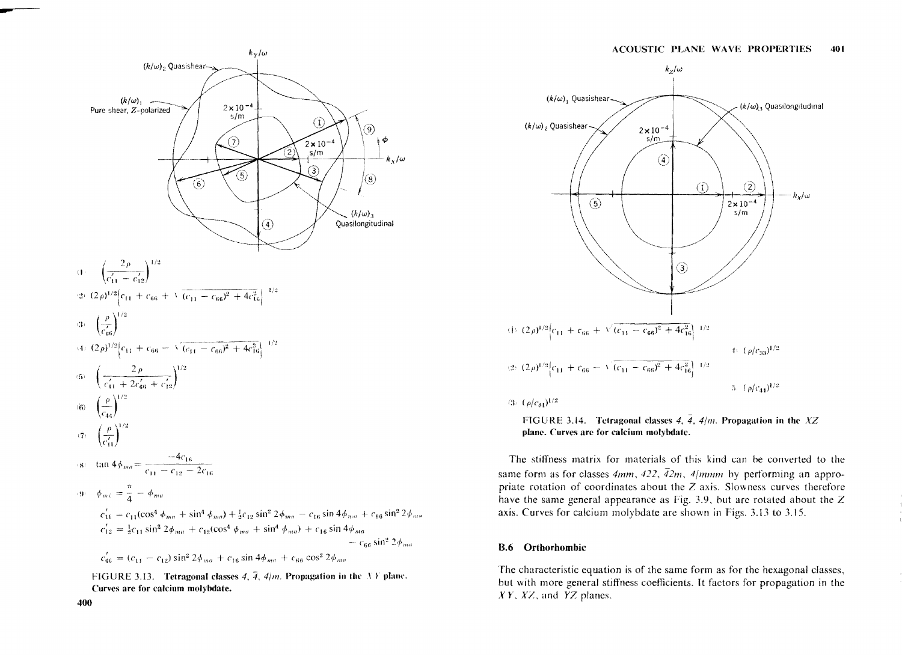(1) $\left(\dfrac{2\rho}{c'_{11} - c'_{12}}\right)^{1/2}$

(2) $(2\rho)^{1/2}\left[c_{11} + c_{66} + \sqrt{(c_{11} - c_{66})^2 + 4c_{16}^2}\right]^{-1/2}$

(3) $\left(\dfrac{\rho}{c'_{66}}\right)^{1/2}$

(4) $(2\rho)^{1/2}\left[c_{11} + c_{66} - \sqrt{(c_{11} - c_{66})^2 + 4c_{16}^2}\right]^{-1/2}$

(5) $\left(\dfrac{2\rho}{c'_{11} + 2c'_{66} + c'_{12}}\right)^{1/2}$

(6) $\left(\dfrac{\rho}{c_{44}}\right)^{1/2}$

(7) $\left(\dfrac{\rho}{c'_{11}}\right)^{1/2}$

(8) $\tan 4\phi_{ma} = \dfrac{-4c_{16}}{c_{11} - c_{12} - 2c_{16}}$

(9) $\phi_{mi} = \dfrac{\pi}{4} - \phi_{ma}$

$$c'_{11} = c_{11}(\cos^4\phi_{ma} + \sin^4\phi_{ma}) + \tfrac{1}{2}c_{12}\sin^2 2\phi_{ma} - c_{16}\sin 4\phi_{ma} + c_{66}\sin^2 2\phi_{ma}$$

$$c'_{12} = \tfrac{1}{2}c_{11}\sin^2 2\phi_{ma} + c_{12}(\cos^4\phi_{ma} + \sin^4\phi_{ma}) + c_{16}\sin 4\phi_{ma} - c_{66}\sin^2 2\phi_{ma}$$

$$c'_{66} = (c_{11} - c_{12})\sin^2 2\phi_{ma} + c_{16}\sin 4\phi_{ma} + c_{66}\cos^2 2\phi_{ma}$$

**FIGURE 3.13. Tetragonal classes $4$, $\bar{4}$, $4/m$. Propagation in the $XY$ plane. Curves are for calcium molybdate.**

(1) $(2\rho)^{1/2}\left[c_{11} + c_{66} + \sqrt{(c_{11} - c_{66})^2 + 4c_{16}^2}\right]^{-1/2}$

(2) $(2\rho)^{1/2}\left[c_{11} + c_{66} - \sqrt{(c_{11} - c_{66})^2 + 4c_{16}^2}\right]^{-1/2}$

(3) $(\rho/c_{44})^{1/2}$

(4) $(\rho/c_{33})^{1/2}$

(5) $(\rho/c_{44})^{1/2}$

**FIGURE 3.14. Tetragonal classes $4$, $\bar{4}$, $4/m$. Propagation in the $XZ$ plane. Curves are for calcium molybdate.**

The stiffness matrix for materials of this kind can be converted to the same form as for classes $4mm$, $422$, $\bar{4}2m$, $4/mmm$ by performing an appropriate rotation of coordinates about the $Z$ axis. Slowness curves therefore have the same general appearance as Fig. 3.9, but are rotated about the $Z$ axis. Curves for calcium molybdate are shown in Figs. 3.13 to 3.15.

### B.6 Orthorhombic

The characteristic equation is of the same form as for the hexagonal classes, but with more general stiffness coefficients. It factors for propagation in the $XY$, $XZ$, and $YZ$ planes.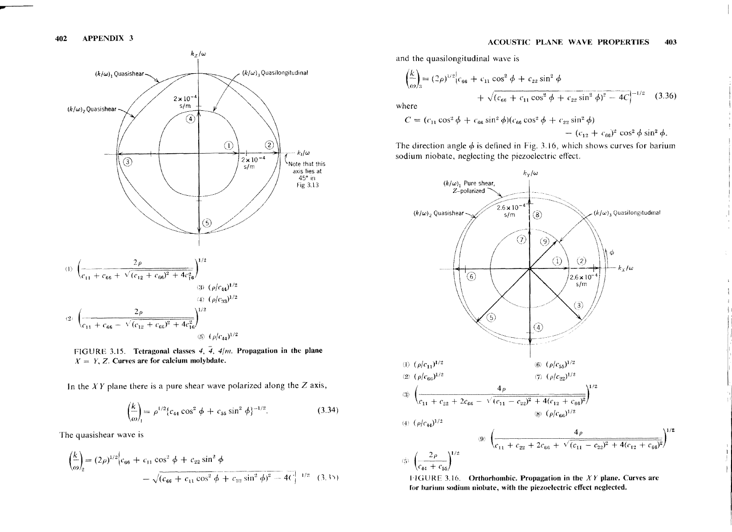(1) $\left(\dfrac{2\rho}{c_{11} + c_{66} + \sqrt{(c_{12} + c_{66})^2 + 4c_{16}^2}}\right)^{1/2}$

(3) $(\rho/c_{44})^{1/2}$

(4) $(\rho/c_{33})^{1/2}$

(2) $\left(\dfrac{2\rho}{c_{11} + c_{66} - \sqrt{(c_{12} + c_{66})^2 + 4c_{16}^2}}\right)^{1/2}$

(5) $(\rho/c_{44})^{1/2}$

**FIGURE 3.15. Tetragonal classes $4$, $\bar{4}$, $4/m$. Propagation in the plane $X = Y$, $Z$. Curves are for calcium molybdate.**

In the $XY$ plane there is a pure shear wave polarized along the $Z$ axis,

$$\left(\frac{k}{\omega}\right)_1 = \rho^{1/2}\{c_{44}\cos^2\phi + c_{55}\sin^2\phi\}^{-1/2}. \tag{3.34}$$

The quasishear wave is

$$\left(\frac{k}{\omega}\right)_2 = (2\rho)^{1/2}\Big\{c_{66} + c_{11}\cos^2\phi + c_{22}\sin^2\phi - \sqrt{(c_{66} + c_{11}\cos^2\phi + c_{22}\sin^2\phi)^2 - 4C}\Big\}^{-1/2} \tag{3.35}$$

and the quasilongitudinal wave is

$$\left(\frac{k}{\omega}\right)_3 = (2\rho)^{1/2}\Big\{c_{66} + c_{11}\cos^2\phi + c_{22}\sin^2\phi + \sqrt{(c_{66} + c_{11}\cos^2\phi + c_{22}\sin^2\phi)^2 - 4C}\Big\}^{-1/2} \tag{3.36}$$

where

$$C = (c_{11}\cos^2\phi + c_{66}\sin^2\phi)(c_{66}\cos^2\phi + c_{22}\sin^2\phi) - (c_{12} + c_{66})^2\cos^2\phi\sin^2\phi.$$

The direction angle $\phi$ is defined in Fig. 3.16, which shows curves for barium sodium niobate, neglecting the piezoelectric effect.

(1) $(\rho/c_{11})^{1/2}$

(2) $(\rho/c_{66})^{1/2}$

(3) $\left(\dfrac{4\rho}{c_{11} + c_{22} + 2c_{66} - \sqrt{(c_{11} - c_{22})^2 + 4(c_{12} + c_{66})^2}}\right)^{1/2}$

(4) $(\rho/c_{44})^{1/2}$

(5) $\left(\dfrac{2\rho}{c_{44} + c_{55}}\right)^{1/2}$

(6) $(\rho/c_{55})^{1/2}$

(7) $(\rho/c_{22})^{1/2}$

(8) $(\rho/c_{66})^{1/2}$

(9) $\left(\dfrac{4\rho}{c_{11} + c_{22} + 2c_{66} + \sqrt{(c_{11} - c_{22})^2 + 4(c_{12} + c_{66})^2}}\right)^{1/2}$

**FIGURE 3.16. Orthorhombic. Propagation in the $XY$ plane. Curves are for barium sodium niobate, with the piezoelectric effect neglected.**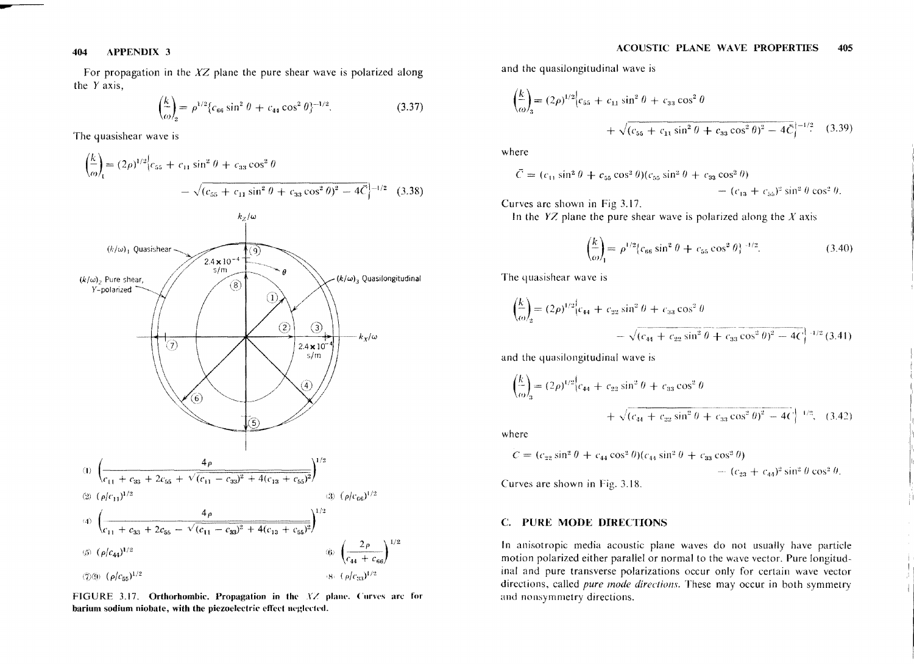For propagation in the $XZ$ plane the pure shear wave is polarized along the $Y$ axis,

$$\left(\frac{k}{\omega}\right)_2 = \rho^{1/2}\{c_{66}\sin^2\theta + c_{44}\cos^2\theta\}^{-1/2}. \tag{3.37}$$

The quasishear wave is

$$\left(\frac{k}{\omega}\right)_1 = (2\rho)^{1/2}\Big\{c_{55} + c_{11}\sin^2\theta + c_{33}\cos^2\theta - \sqrt{(c_{55} + c_{11}\sin^2\theta + c_{33}\cos^2\theta)^2 - 4\bar{C}}\Big\}^{-1/2} \tag{3.38}$$

(1) $\left(\dfrac{4\rho}{c_{11} + c_{33} + 2c_{55} + \sqrt{(c_{11} - c_{33})^2 + 4(c_{13} + c_{55})^2}}\right)^{1/2}$

(2) $(\rho/c_{11})^{1/2}$ (3) $(\rho/c_{66})^{1/2}$

(4) $\left(\dfrac{4\rho}{c_{11} + c_{33} + 2c_{55} - \sqrt{(c_{11} - c_{33})^2 + 4(c_{13} + c_{55})^2}}\right)^{1/2}$

(5) $(\rho/c_{44})^{1/2}$ (6) $\left(\dfrac{2\rho}{c_{44} + c_{66}}\right)^{1/2}$

(7)(9) $(\rho/c_{55})^{1/2}$ (8) $(\rho/c_{33})^{1/2}$

**FIGURE 3.17. Orthorhombic. Propagation in the $XZ$ plane. Curves are for barium sodium niobate, with the piezoelectric effect neglected.**

and the quasilongitudinal wave is

$$\left(\frac{k}{\omega}\right)_3 = (2\rho)^{1/2}\Big\{c_{55} + c_{11}\sin^2\theta + c_{33}\cos^2\theta + \sqrt{(c_{55} + c_{11}\sin^2\theta + c_{33}\cos^2\theta)^2 - 4\bar{C}}\Big\}^{-1/2} \tag{3.39}$$

where

$$\bar{C} = (c_{11}\sin^2\theta + c_{55}\cos^2\theta)(c_{55}\sin^2\theta + c_{33}\cos^2\theta) - (c_{13} + c_{55})^2\sin^2\theta\cos^2\theta.$$

Curves are shown in Fig 3.17.

In the $YZ$ plane the pure shear wave is polarized along the $X$ axis

$$\left(\frac{k}{\omega}\right)_1 = \rho^{1/2}\{c_{66}\sin^2\theta + c_{55}\cos^2\theta\}^{-1/2}. \tag{3.40}$$

The quasishear wave is

$$\left(\frac{k}{\omega}\right)_2 = (2\rho)^{1/2}\Big\{c_{44} + c_{22}\sin^2\theta + c_{33}\cos^2\theta - \sqrt{(c_{44} + c_{22}\sin^2\theta + c_{33}\cos^2\theta)^2 - 4C}\Big\}^{-1/2} \tag{3.41}$$

and the quasilongitudinal wave is

$$\left(\frac{k}{\omega}\right)_3 = (2\rho)^{1/2}\Big\{c_{44} + c_{22}\sin^2\theta + c_{33}\cos^2\theta + \sqrt{(c_{44} + c_{22}\sin^2\theta + c_{33}\cos^2\theta)^2 - 4C}\Big\}^{-1/2}, \tag{3.42}$$

where

$$C = (c_{22}\sin^2\theta + c_{44}\cos^2\theta)(c_{44}\sin^2\theta + c_{33}\cos^2\theta) - (c_{23} + c_{44})^2\sin^2\theta\cos^2\theta.$$

Curves are shown in Fig. 3.18.

## C. PURE MODE DIRECTIONS

In anisotropic media acoustic plane waves do not usually have particle motion polarized either parallel or normal to the wave vector. Pure longitudinal and pure transverse polarizations occur only for certain wave vector directions, called *pure mode directions*. These may occur in both symmetry and nonsymmetry directions.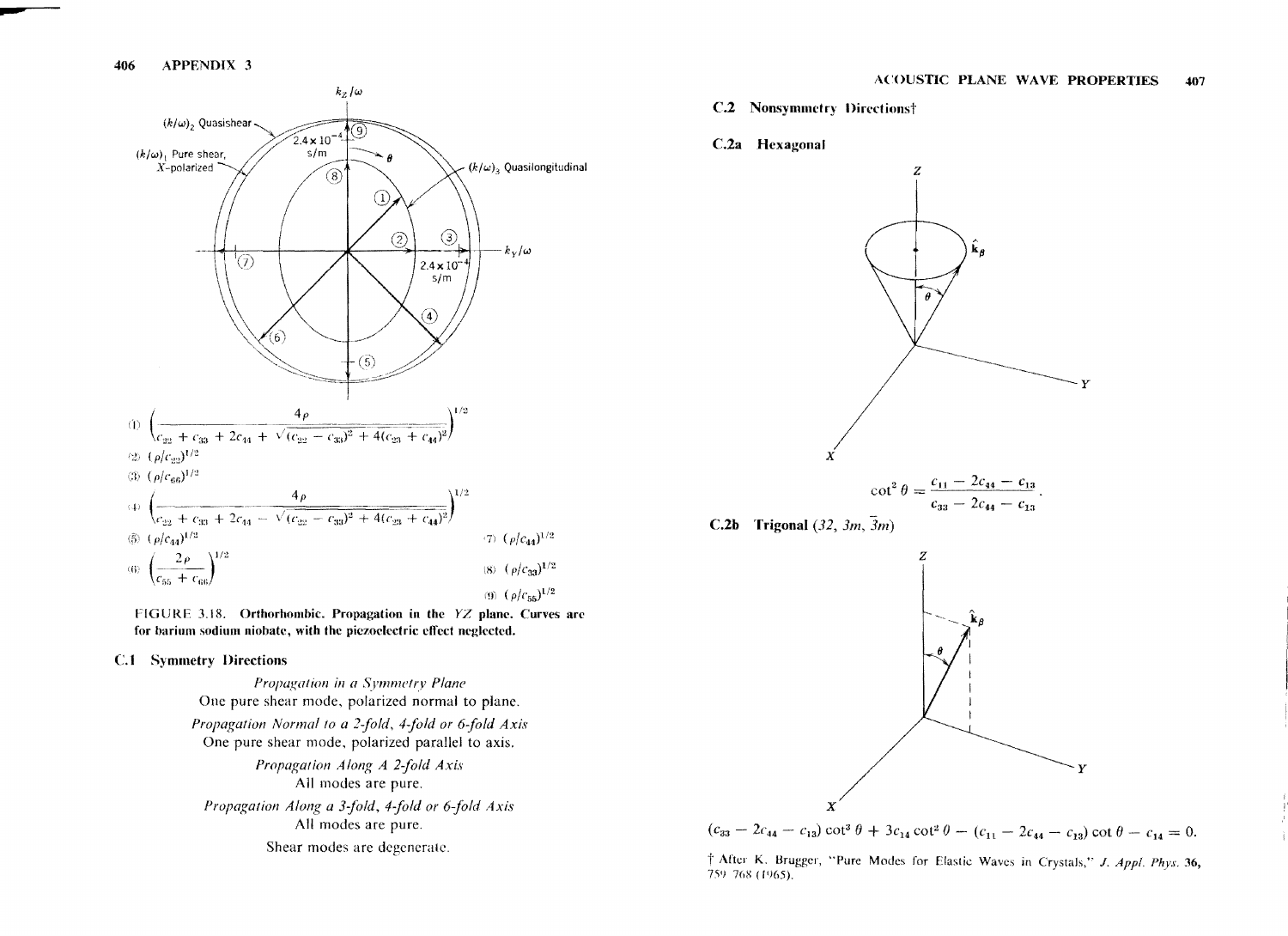(1) $\left(\dfrac{4\rho}{c_{22} + c_{33} + 2c_{44} + \sqrt{(c_{22} - c_{33})^2 + 4(c_{23} + c_{44})^2}}\right)^{1/2}$

(2) $(\rho/c_{22})^{1/2}$

(3) $(\rho/c_{66})^{1/2}$

(4) $\left(\dfrac{4\rho}{c_{22} + c_{33} + 2c_{44} - \sqrt{(c_{22} - c_{33})^2 + 4(c_{23} + c_{44})^2}}\right)^{1/2}$

(5) $(\rho/c_{44})^{1/2}$

(6) $\left(\dfrac{2\rho}{c_{55} + c_{66}}\right)^{1/2}$

(7) $(\rho/c_{44})^{1/2}$

(8) $(\rho/c_{33})^{1/2}$

(9) $(\rho/c_{55})^{1/2}$

**FIGURE 3.18. Orthorhombic. Propagation in the $YZ$ plane. Curves are for barium sodium niobate, with the piezoelectric effect neglected.**

## C.1 Symmetry Directions

*Propagation in a Symmetry Plane*

One pure shear mode, polarized normal to plane.

*Propagation Normal to a 2-fold, 4-fold or 6-fold Axis*

One pure shear mode, polarized parallel to axis.

*Propagation Along A 2-fold Axis*

All modes are pure.

*Propagation Along a 3-fold, 4-fold or 6-fold Axis*

All modes are pure.

Shear modes are degenerate.

## C.2 Nonsymmetry Directions†

### C.2a Hexagonal

$$\cot^2\theta = \frac{c_{11} - 2c_{44} - c_{13}}{c_{33} - 2c_{44} - c_{13}}.$$

### C.2b Trigonal (*32*, *3m*, $\bar{3}m$)

$$(c_{33} - 2c_{44} - c_{13})\cot^3\theta + 3c_{14}\cot^2\theta - (c_{11} - 2c_{44} - c_{13})\cot\theta - c_{14} = 0.$$

† After K. Brugger, "Pure Modes for Elastic Waves in Crystals," *J. Appl. Phys.* **36**, 759–768 (1965).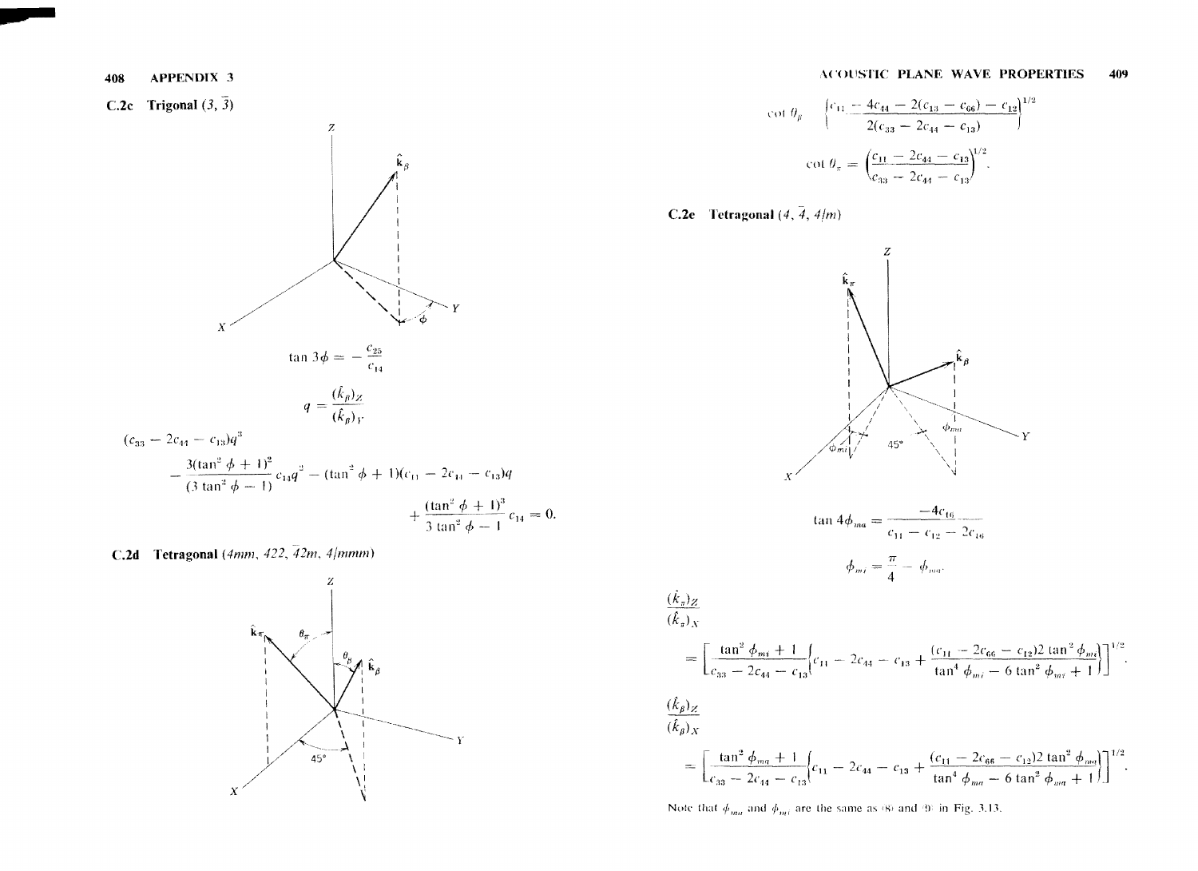### C.2c Trigonal ($3$, $\bar{3}$)

$$\tan 3\phi = -\frac{c_{25}}{c_{14}}$$

$$q = \frac{(\hat{k}_\beta)_Z}{(\hat{k}_\beta)_Y}$$

$$(c_{33} - 2c_{44} - c_{13})q^3 - \frac{3(\tan^2\phi + 1)^2}{(3\tan^2\phi - 1)}c_{14}q^2 - (\tan^2\phi + 1)(c_{11} - 2c_{44} - c_{13})q + \frac{(\tan^2\phi + 1)^3}{3\tan^2\phi - 1}c_{14} = 0.$$

### C.2d Tetragonal ($4mm$, $422$, $\bar{4}2m$, $4/mmm$)

$$\cot\theta_\beta = \left\{\frac{c_{11} - 4c_{44} - 2(c_{13} - c_{66}) - c_{12}}{2(c_{33} - 2c_{44} - c_{13})}\right\}^{1/2}$$

$$\cot\theta_\pi = \left(\frac{c_{11} - 2c_{44} - c_{13}}{c_{33} - 2c_{44} - c_{13}}\right)^{1/2}.$$

### C.2e Tetragonal ($4$, $\bar{4}$, $4/m$)

$$\tan 4\phi_{ma} = \frac{-4c_{16}}{c_{11} - c_{12} - 2c_{16}}$$

$$\phi_{mi} = \frac{\pi}{4} - \phi_{ma}.$$

$$\frac{(\hat{k}_\pi)_Z}{(\hat{k}_\pi)_X} = \left[\frac{\tan^2\phi_{mi} + 1}{c_{33} - 2c_{44} - c_{13}}\left\{c_{11} - 2c_{44} - c_{13} + \frac{(c_{11} - 2c_{66} - c_{12})2\tan^2\phi_{mi}}{\tan^4\phi_{mi} - 6\tan^2\phi_{mi} + 1}\right\}\right]^{1/2}.$$

$$\frac{(\hat{k}_\beta)_Z}{(\hat{k}_\beta)_X} = \left[\frac{\tan^2\phi_{ma} + 1}{c_{33} - 2c_{44} - c_{13}}\left\{c_{11} - 2c_{44} - c_{13} + \frac{(c_{11} - 2c_{66} - c_{12})2\tan^2\phi_{ma}}{\tan^4\phi_{ma} - 6\tan^2\phi_{ma} + 1}\right\}\right]^{1/2}.$$

Note that $\phi_{ma}$ and $\phi_{mi}$ are the same as (8) and (9) in Fig. 3.13.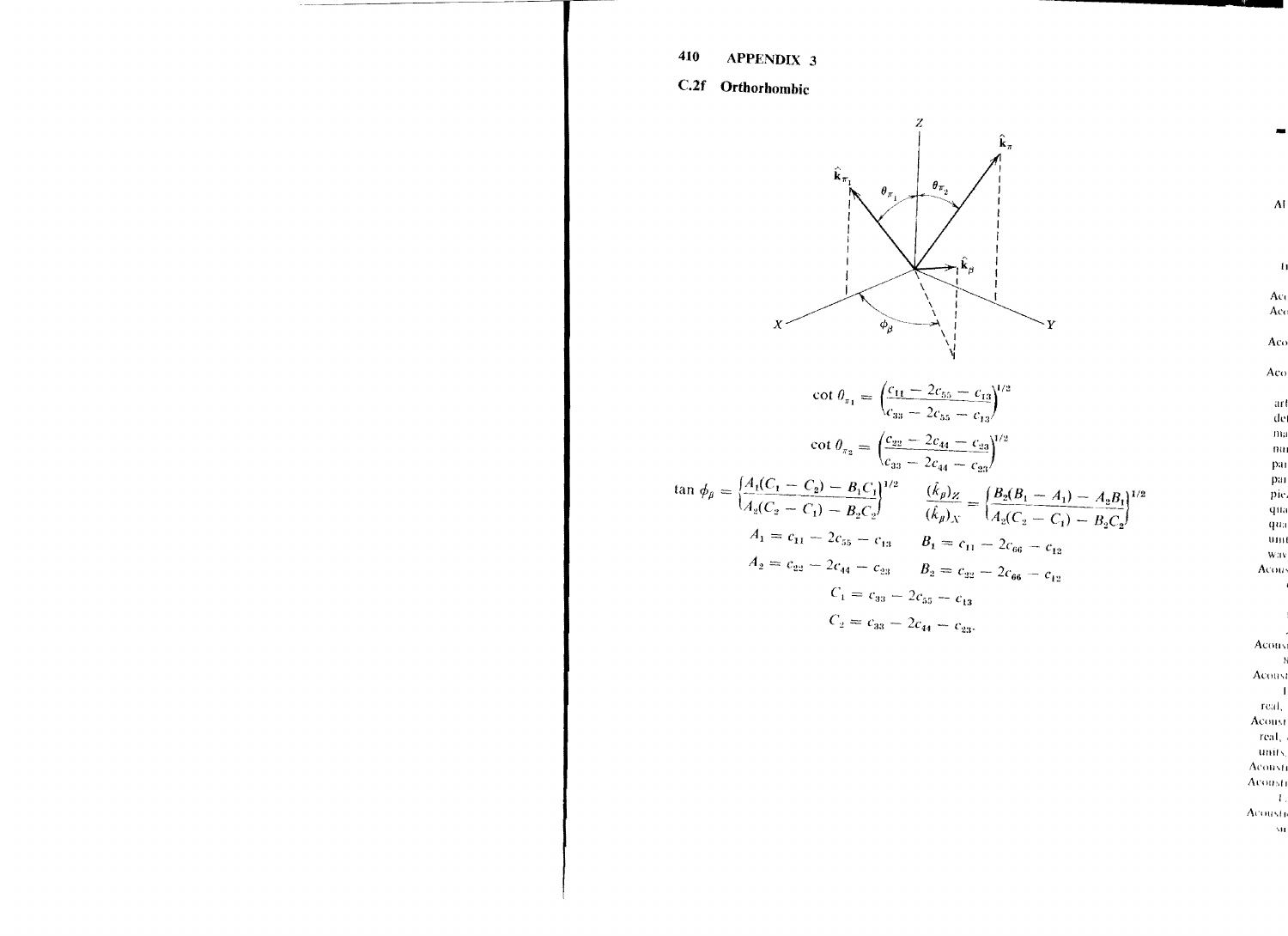## C.2f Orthorhombic

Z

$\hat{\mathbf{k}}_{\pi}$

$\hat{\mathbf{k}}_{\pi_1}$

$\theta_{\pi_1}$

$\theta_{\pi_2}$

$\hat{\mathbf{k}}_{\beta}$

X

$\phi_{\beta}$

Y

$$\cot \theta_{\pi_1} = \left(\frac{c_{11} - 2c_{55} - c_{13}}{c_{33} - 2c_{55} - c_{13}}\right)^{1/2}$$

$$\cot \theta_{\pi_2} = \left(\frac{c_{22} - 2c_{44} - c_{23}}{c_{33} - 2c_{44} - c_{23}}\right)^{1/2}$$

$$\tan \phi_{\beta} = \left\{\frac{A_1(C_1 - C_2) - B_1 C_1}{A_2(C_2 - C_1) - B_2 C_2}\right\}^{1/2} \qquad \frac{(\hat{k}_{\beta})_Z}{(\hat{k}_{\beta})_X} = \left\{\frac{B_2(B_1 - A_1) - A_2 B_1}{A_2(C_2 - C_1) - B_2 C_2}\right\}^{1/2}$$

$$A_1 = c_{11} - 2c_{55} - c_{13} \qquad B_1 = c_{11} - 2c_{66} - c_{12}$$

$$A_2 = c_{22} - 2c_{44} - c_{23} \qquad B_2 = c_{22} - 2c_{66} - c_{12}$$

$$C_1 = c_{33} - 2c_{55} - c_{13}$$

$$C_2 = c_{33} - 2c_{44} - c_{23}.$$